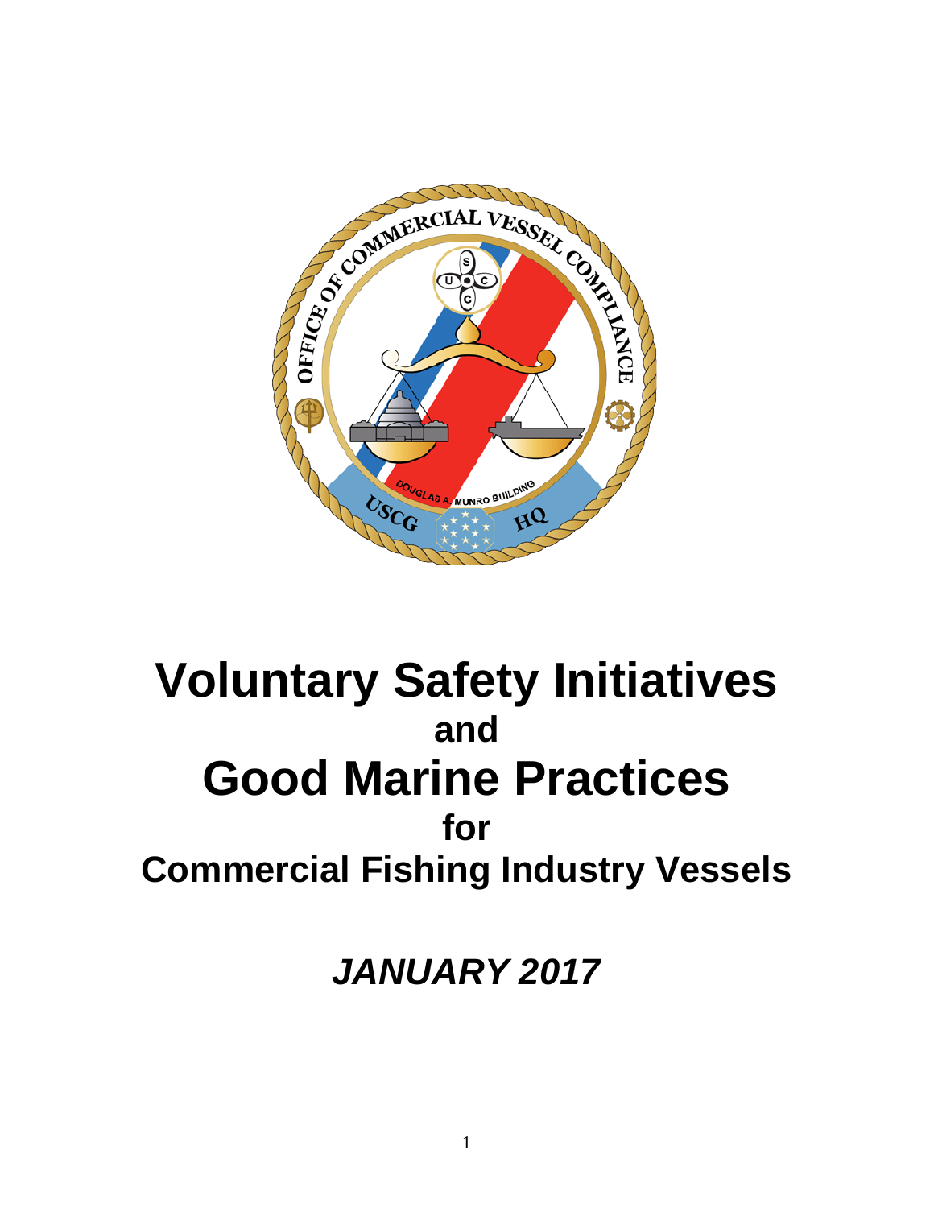# Voluntary Safety Initiatives

## and

# Good Marine Practices

## for

## Commercial Fishing Industry Vessels

***JANUARY 2017***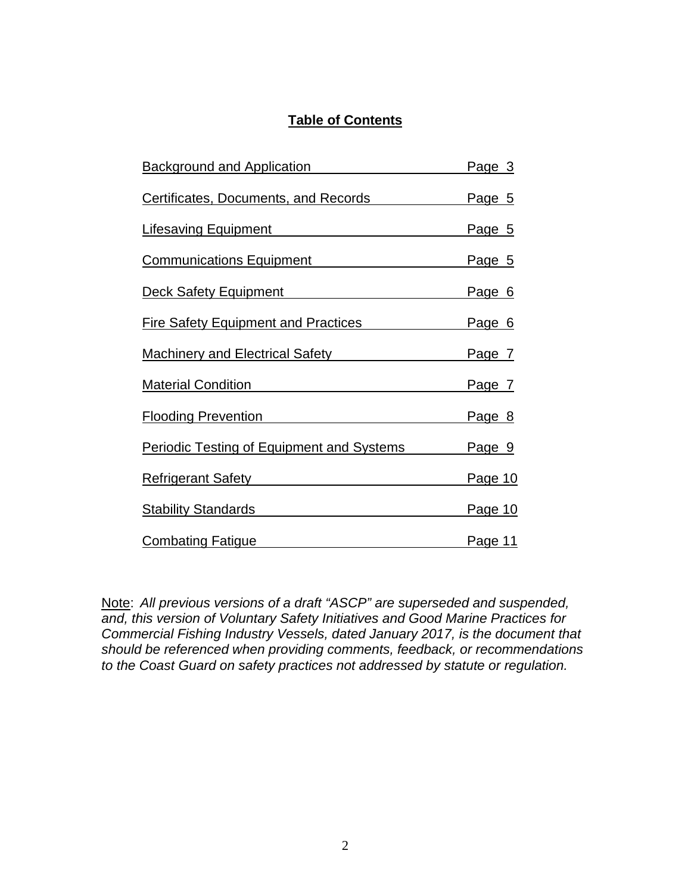## Table of Contents

| Section | Page |
| --- | --- |
| Background and Application | Page 3 |
| Certificates, Documents, and Records | Page 5 |
| Lifesaving Equipment | Page 5 |
| Communications Equipment | Page 5 |
| Deck Safety Equipment | Page 6 |
| Fire Safety Equipment and Practices | Page 6 |
| Machinery and Electrical Safety | Page 7 |
| Material Condition | Page 7 |
| Flooding Prevention | Page 8 |
| Periodic Testing of Equipment and Systems | Page 9 |
| Refrigerant Safety | Page 10 |
| Stability Standards | Page 10 |
| Combating Fatigue | Page 11 |

Note: *All previous versions of a draft "ASCP" are superseded and suspended, and, this version of Voluntary Safety Initiatives and Good Marine Practices for Commercial Fishing Industry Vessels, dated January 2017, is the document that should be referenced when providing comments, feedback, or recommendations to the Coast Guard on safety practices not addressed by statute or regulation.*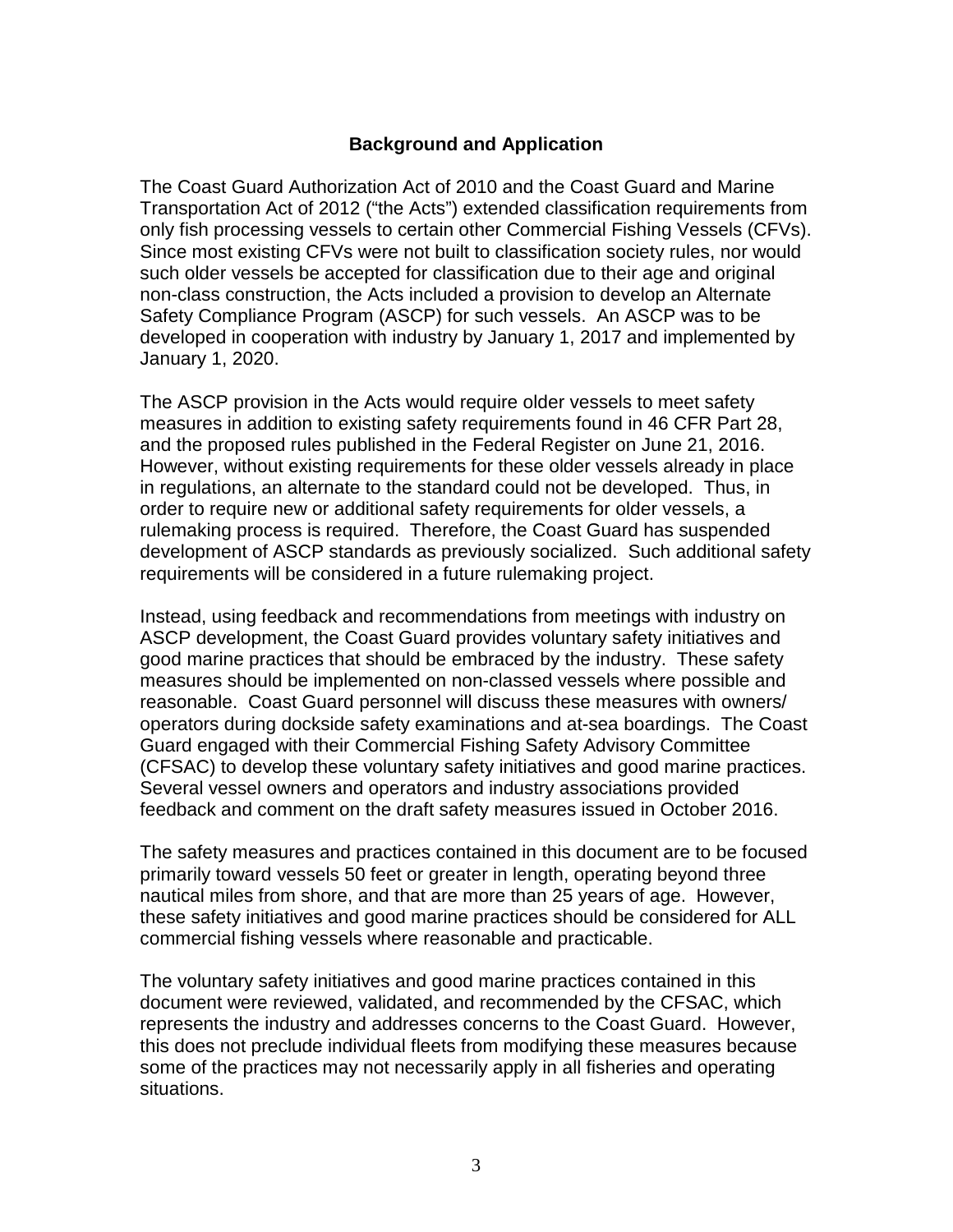## Background and Application

The Coast Guard Authorization Act of 2010 and the Coast Guard and Marine Transportation Act of 2012 ("the Acts") extended classification requirements from only fish processing vessels to certain other Commercial Fishing Vessels (CFVs). Since most existing CFVs were not built to classification society rules, nor would such older vessels be accepted for classification due to their age and original non-class construction, the Acts included a provision to develop an Alternate Safety Compliance Program (ASCP) for such vessels. An ASCP was to be developed in cooperation with industry by January 1, 2017 and implemented by January 1, 2020.

The ASCP provision in the Acts would require older vessels to meet safety measures in addition to existing safety requirements found in 46 CFR Part 28, and the proposed rules published in the Federal Register on June 21, 2016. However, without existing requirements for these older vessels already in place in regulations, an alternate to the standard could not be developed. Thus, in order to require new or additional safety requirements for older vessels, a rulemaking process is required. Therefore, the Coast Guard has suspended development of ASCP standards as previously socialized. Such additional safety requirements will be considered in a future rulemaking project.

Instead, using feedback and recommendations from meetings with industry on ASCP development, the Coast Guard provides voluntary safety initiatives and good marine practices that should be embraced by the industry. These safety measures should be implemented on non-classed vessels where possible and reasonable. Coast Guard personnel will discuss these measures with owners/ operators during dockside safety examinations and at-sea boardings. The Coast Guard engaged with their Commercial Fishing Safety Advisory Committee (CFSAC) to develop these voluntary safety initiatives and good marine practices. Several vessel owners and operators and industry associations provided feedback and comment on the draft safety measures issued in October 2016.

The safety measures and practices contained in this document are to be focused primarily toward vessels 50 feet or greater in length, operating beyond three nautical miles from shore, and that are more than 25 years of age. However, these safety initiatives and good marine practices should be considered for ALL commercial fishing vessels where reasonable and practicable.

The voluntary safety initiatives and good marine practices contained in this document were reviewed, validated, and recommended by the CFSAC, which represents the industry and addresses concerns to the Coast Guard. However, this does not preclude individual fleets from modifying these measures because some of the practices may not necessarily apply in all fisheries and operating situations.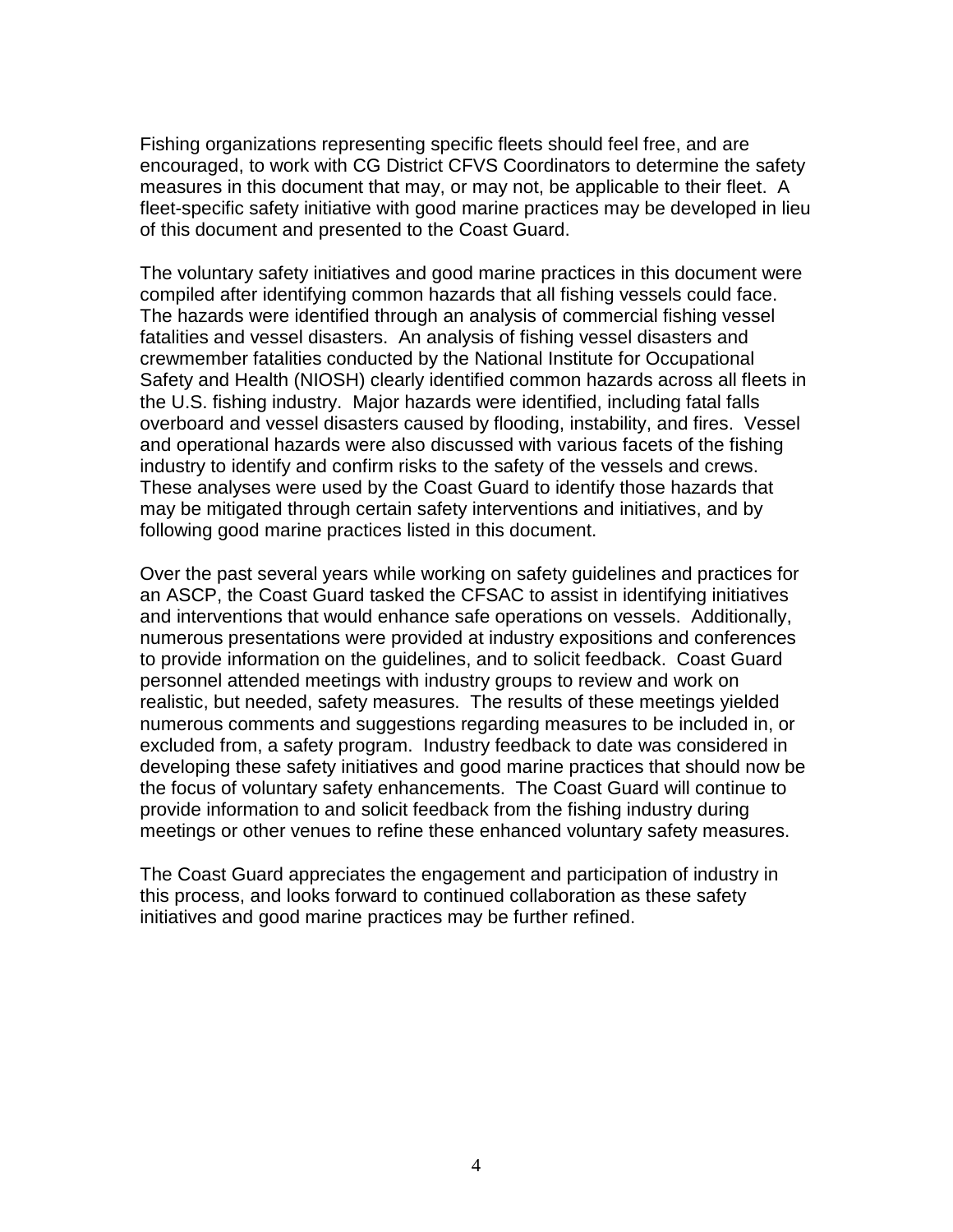Fishing organizations representing specific fleets should feel free, and are encouraged, to work with CG District CFVS Coordinators to determine the safety measures in this document that may, or may not, be applicable to their fleet. A fleet-specific safety initiative with good marine practices may be developed in lieu of this document and presented to the Coast Guard.

The voluntary safety initiatives and good marine practices in this document were compiled after identifying common hazards that all fishing vessels could face. The hazards were identified through an analysis of commercial fishing vessel fatalities and vessel disasters. An analysis of fishing vessel disasters and crewmember fatalities conducted by the National Institute for Occupational Safety and Health (NIOSH) clearly identified common hazards across all fleets in the U.S. fishing industry. Major hazards were identified, including fatal falls overboard and vessel disasters caused by flooding, instability, and fires. Vessel and operational hazards were also discussed with various facets of the fishing industry to identify and confirm risks to the safety of the vessels and crews. These analyses were used by the Coast Guard to identify those hazards that may be mitigated through certain safety interventions and initiatives, and by following good marine practices listed in this document.

Over the past several years while working on safety guidelines and practices for an ASCP, the Coast Guard tasked the CFSAC to assist in identifying initiatives and interventions that would enhance safe operations on vessels. Additionally, numerous presentations were provided at industry expositions and conferences to provide information on the guidelines, and to solicit feedback. Coast Guard personnel attended meetings with industry groups to review and work on realistic, but needed, safety measures. The results of these meetings yielded numerous comments and suggestions regarding measures to be included in, or excluded from, a safety program. Industry feedback to date was considered in developing these safety initiatives and good marine practices that should now be the focus of voluntary safety enhancements. The Coast Guard will continue to provide information to and solicit feedback from the fishing industry during meetings or other venues to refine these enhanced voluntary safety measures.

The Coast Guard appreciates the engagement and participation of industry in this process, and looks forward to continued collaboration as these safety initiatives and good marine practices may be further refined.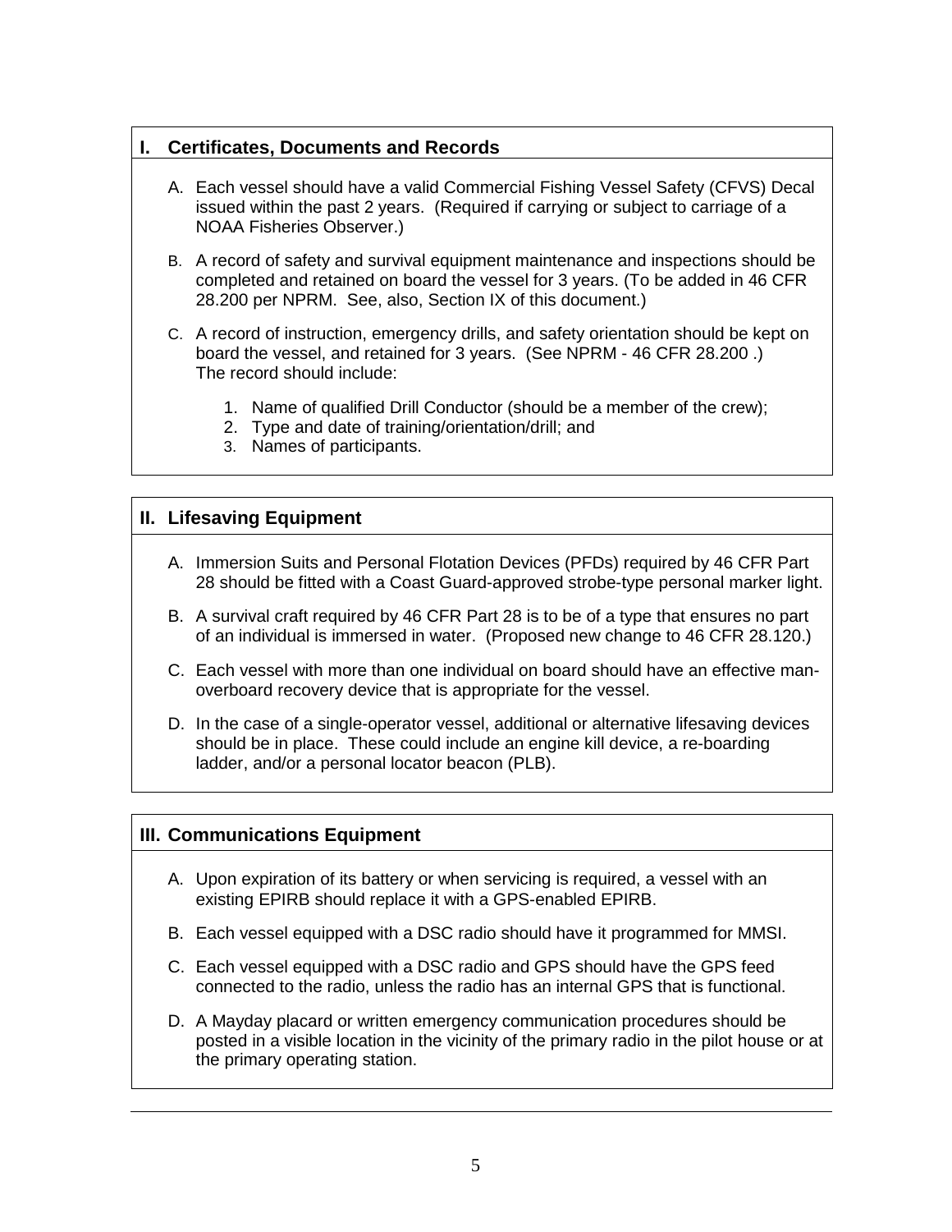## I. Certificates, Documents and Records

A. Each vessel should have a valid Commercial Fishing Vessel Safety (CFVS) Decal issued within the past 2 years. (Required if carrying or subject to carriage of a NOAA Fisheries Observer.)

B. A record of safety and survival equipment maintenance and inspections should be completed and retained on board the vessel for 3 years. (To be added in 46 CFR 28.200 per NPRM. See, also, Section IX of this document.)

C. A record of instruction, emergency drills, and safety orientation should be kept on board the vessel, and retained for 3 years. (See NPRM - 46 CFR 28.200 .) The record should include:

1. Name of qualified Drill Conductor (should be a member of the crew);
2. Type and date of training/orientation/drill; and
3. Names of participants.

## II. Lifesaving Equipment

A. Immersion Suits and Personal Flotation Devices (PFDs) required by 46 CFR Part 28 should be fitted with a Coast Guard-approved strobe-type personal marker light.

B. A survival craft required by 46 CFR Part 28 is to be of a type that ensures no part of an individual is immersed in water. (Proposed new change to 46 CFR 28.120.)

C. Each vessel with more than one individual on board should have an effective man-overboard recovery device that is appropriate for the vessel.

D. In the case of a single-operator vessel, additional or alternative lifesaving devices should be in place. These could include an engine kill device, a re-boarding ladder, and/or a personal locator beacon (PLB).

## III. Communications Equipment

A. Upon expiration of its battery or when servicing is required, a vessel with an existing EPIRB should replace it with a GPS-enabled EPIRB.

B. Each vessel equipped with a DSC radio should have it programmed for MMSI.

C. Each vessel equipped with a DSC radio and GPS should have the GPS feed connected to the radio, unless the radio has an internal GPS that is functional.

D. A Mayday placard or written emergency communication procedures should be posted in a visible location in the vicinity of the primary radio in the pilot house or at the primary operating station.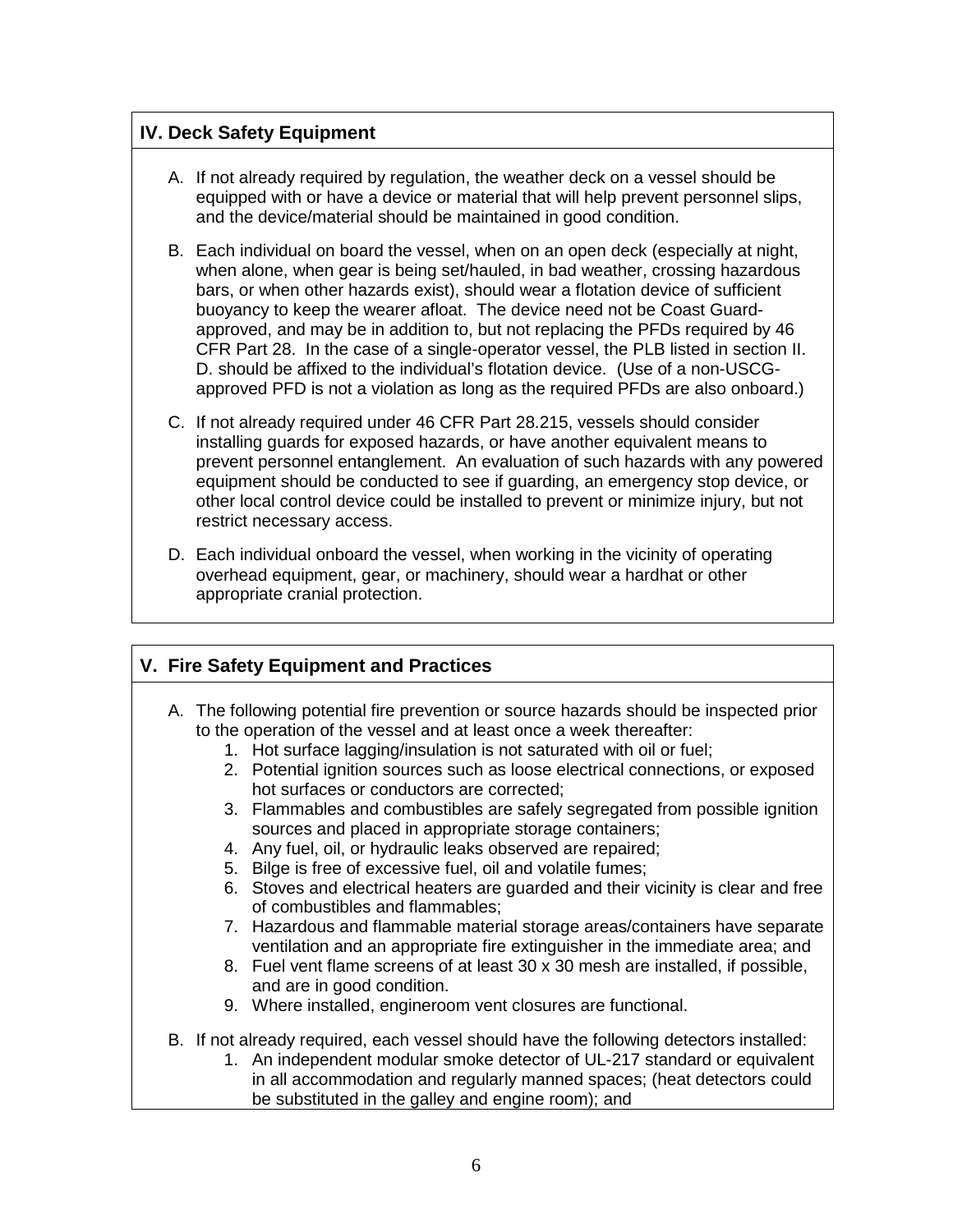## IV. Deck Safety Equipment

A. If not already required by regulation, the weather deck on a vessel should be equipped with or have a device or material that will help prevent personnel slips, and the device/material should be maintained in good condition.

B. Each individual on board the vessel, when on an open deck (especially at night, when alone, when gear is being set/hauled, in bad weather, crossing hazardous bars, or when other hazards exist), should wear a flotation device of sufficient buoyancy to keep the wearer afloat. The device need not be Coast Guard-approved, and may be in addition to, but not replacing the PFDs required by 46 CFR Part 28. In the case of a single-operator vessel, the PLB listed in section II. D. should be affixed to the individual's flotation device. (Use of a non-USCG-approved PFD is not a violation as long as the required PFDs are also onboard.)

C. If not already required under 46 CFR Part 28.215, vessels should consider installing guards for exposed hazards, or have another equivalent means to prevent personnel entanglement. An evaluation of such hazards with any powered equipment should be conducted to see if guarding, an emergency stop device, or other local control device could be installed to prevent or minimize injury, but not restrict necessary access.

D. Each individual onboard the vessel, when working in the vicinity of operating overhead equipment, gear, or machinery, should wear a hardhat or other appropriate cranial protection.

## V. Fire Safety Equipment and Practices

A. The following potential fire prevention or source hazards should be inspected prior to the operation of the vessel and at least once a week thereafter:
   1. Hot surface lagging/insulation is not saturated with oil or fuel;
   2. Potential ignition sources such as loose electrical connections, or exposed hot surfaces or conductors are corrected;
   3. Flammables and combustibles are safely segregated from possible ignition sources and placed in appropriate storage containers;
   4. Any fuel, oil, or hydraulic leaks observed are repaired;
   5. Bilge is free of excessive fuel, oil and volatile fumes;
   6. Stoves and electrical heaters are guarded and their vicinity is clear and free of combustibles and flammables;
   7. Hazardous and flammable material storage areas/containers have separate ventilation and an appropriate fire extinguisher in the immediate area; and
   8. Fuel vent flame screens of at least 30 x 30 mesh are installed, if possible, and are in good condition.
   9. Where installed, engineroom vent closures are functional.

B. If not already required, each vessel should have the following detectors installed:
   1. An independent modular smoke detector of UL-217 standard or equivalent in all accommodation and regularly manned spaces; (heat detectors could be substituted in the galley and engine room); and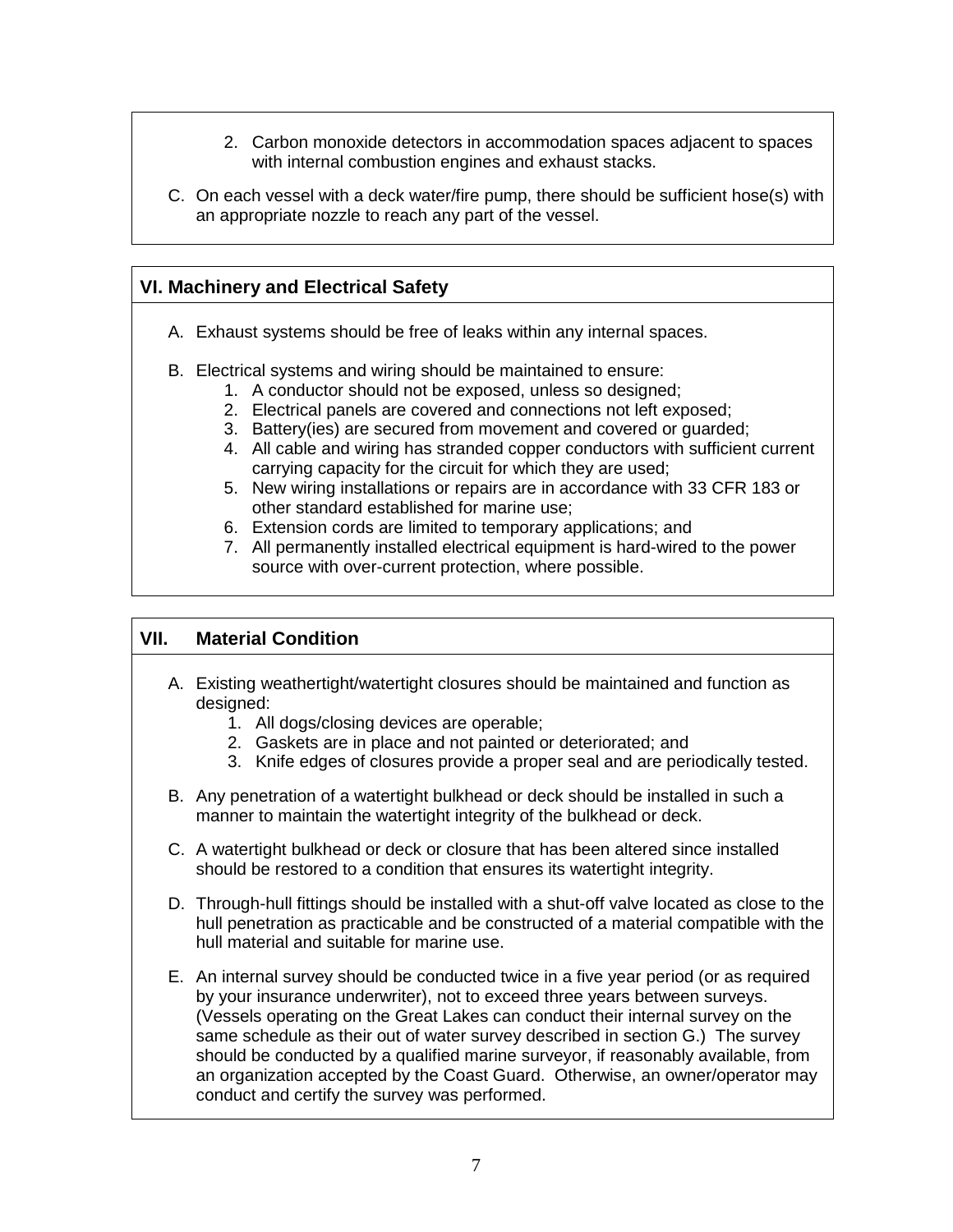2. Carbon monoxide detectors in accommodation spaces adjacent to spaces with internal combustion engines and exhaust stacks.

C. On each vessel with a deck water/fire pump, there should be sufficient hose(s) with an appropriate nozzle to reach any part of the vessel.

## VI. Machinery and Electrical Safety

A. Exhaust systems should be free of leaks within any internal spaces.

B. Electrical systems and wiring should be maintained to ensure:
   1. A conductor should not be exposed, unless so designed;
   2. Electrical panels are covered and connections not left exposed;
   3. Battery(ies) are secured from movement and covered or guarded;
   4. All cable and wiring has stranded copper conductors with sufficient current carrying capacity for the circuit for which they are used;
   5. New wiring installations or repairs are in accordance with 33 CFR 183 or other standard established for marine use;
   6. Extension cords are limited to temporary applications; and
   7. All permanently installed electrical equipment is hard-wired to the power source with over-current protection, where possible.

## VII. Material Condition

A. Existing weathertight/watertight closures should be maintained and function as designed:
   1. All dogs/closing devices are operable;
   2. Gaskets are in place and not painted or deteriorated; and
   3. Knife edges of closures provide a proper seal and are periodically tested.

B. Any penetration of a watertight bulkhead or deck should be installed in such a manner to maintain the watertight integrity of the bulkhead or deck.

C. A watertight bulkhead or deck or closure that has been altered since installed should be restored to a condition that ensures its watertight integrity.

D. Through-hull fittings should be installed with a shut-off valve located as close to the hull penetration as practicable and be constructed of a material compatible with the hull material and suitable for marine use.

E. An internal survey should be conducted twice in a five year period (or as required by your insurance underwriter), not to exceed three years between surveys. (Vessels operating on the Great Lakes can conduct their internal survey on the same schedule as their out of water survey described in section G.) The survey should be conducted by a qualified marine surveyor, if reasonably available, from an organization accepted by the Coast Guard. Otherwise, an owner/operator may conduct and certify the survey was performed.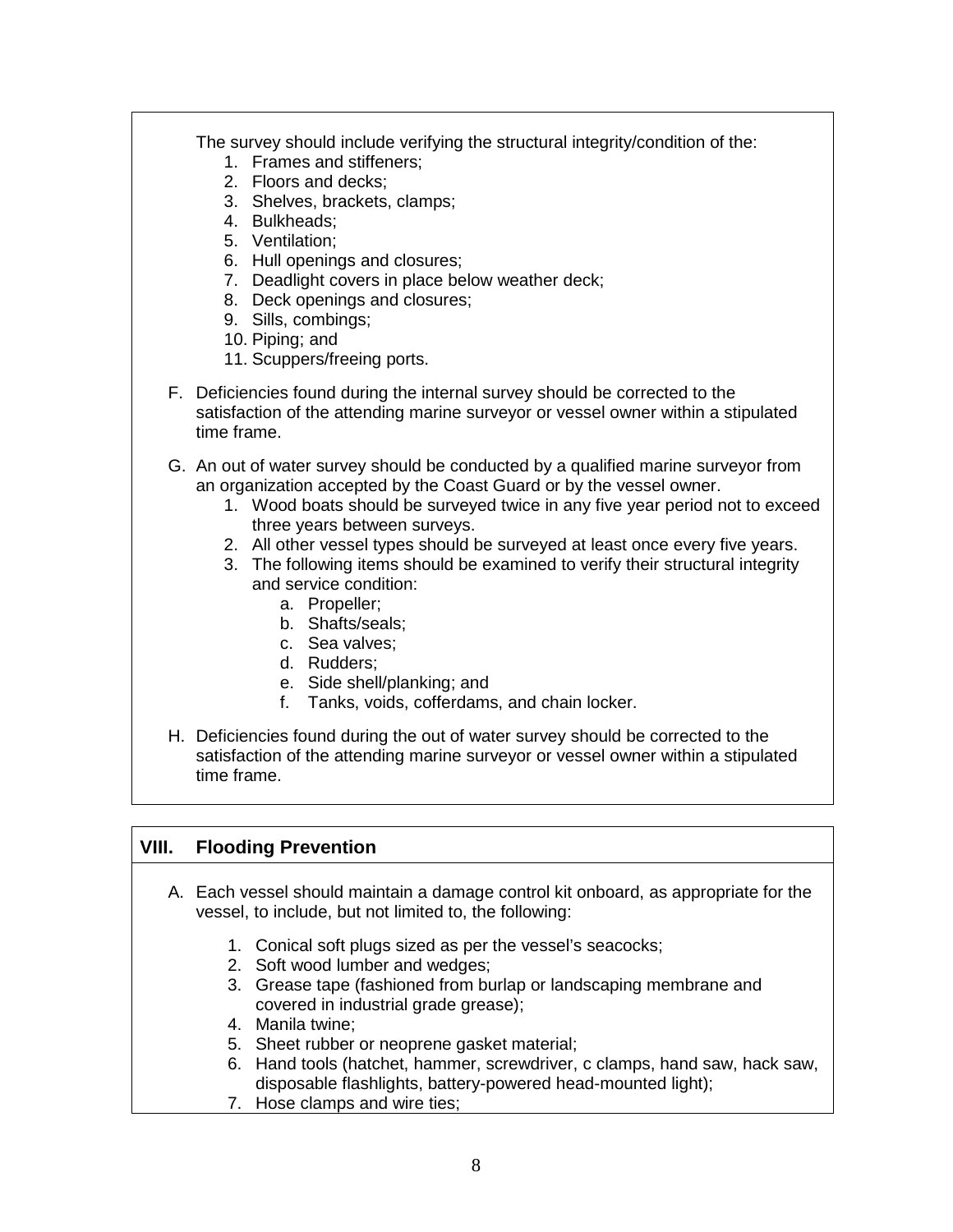The survey should include verifying the structural integrity/condition of the:

1. Frames and stiffeners;
2. Floors and decks;
3. Shelves, brackets, clamps;
4. Bulkheads;
5. Ventilation;
6. Hull openings and closures;
7. Deadlight covers in place below weather deck;
8. Deck openings and closures;
9. Sills, combings;
10. Piping; and
11. Scuppers/freeing ports.

F. Deficiencies found during the internal survey should be corrected to the satisfaction of the attending marine surveyor or vessel owner within a stipulated time frame.

G. An out of water survey should be conducted by a qualified marine surveyor from an organization accepted by the Coast Guard or by the vessel owner.
   1. Wood boats should be surveyed twice in any five year period not to exceed three years between surveys.
   2. All other vessel types should be surveyed at least once every five years.
   3. The following items should be examined to verify their structural integrity and service condition:
      a. Propeller;
      b. Shafts/seals;
      c. Sea valves;
      d. Rudders;
      e. Side shell/planking; and
      f. Tanks, voids, cofferdams, and chain locker.

H. Deficiencies found during the out of water survey should be corrected to the satisfaction of the attending marine surveyor or vessel owner within a stipulated time frame.

## VIII. Flooding Prevention

A. Each vessel should maintain a damage control kit onboard, as appropriate for the vessel, to include, but not limited to, the following:

   1. Conical soft plugs sized as per the vessel's seacocks;
   2. Soft wood lumber and wedges;
   3. Grease tape (fashioned from burlap or landscaping membrane and covered in industrial grade grease);
   4. Manila twine;
   5. Sheet rubber or neoprene gasket material;
   6. Hand tools (hatchet, hammer, screwdriver, c clamps, hand saw, hack saw, disposable flashlights, battery-powered head-mounted light);
   7. Hose clamps and wire ties;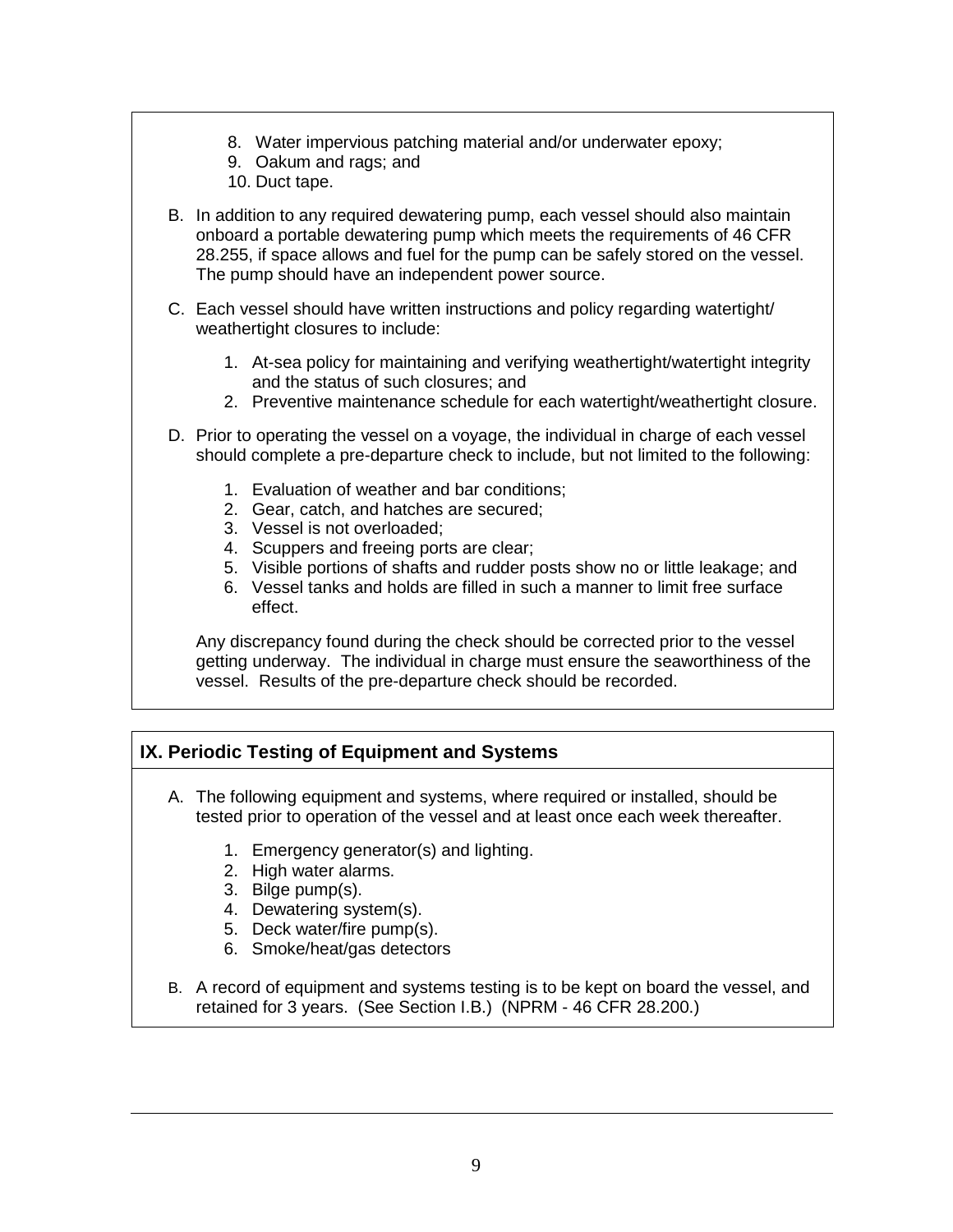8. Water impervious patching material and/or underwater epoxy;
9. Oakum and rags; and
10. Duct tape.

B. In addition to any required dewatering pump, each vessel should also maintain onboard a portable dewatering pump which meets the requirements of 46 CFR 28.255, if space allows and fuel for the pump can be safely stored on the vessel. The pump should have an independent power source.

C. Each vessel should have written instructions and policy regarding watertight/ weathertight closures to include:

   1. At-sea policy for maintaining and verifying weathertight/watertight integrity and the status of such closures; and
   2. Preventive maintenance schedule for each watertight/weathertight closure.

D. Prior to operating the vessel on a voyage, the individual in charge of each vessel should complete a pre-departure check to include, but not limited to the following:

   1. Evaluation of weather and bar conditions;
   2. Gear, catch, and hatches are secured;
   3. Vessel is not overloaded;
   4. Scuppers and freeing ports are clear;
   5. Visible portions of shafts and rudder posts show no or little leakage; and
   6. Vessel tanks and holds are filled in such a manner to limit free surface effect.

   Any discrepancy found during the check should be corrected prior to the vessel getting underway. The individual in charge must ensure the seaworthiness of the vessel. Results of the pre-departure check should be recorded.

## IX. Periodic Testing of Equipment and Systems

A. The following equipment and systems, where required or installed, should be tested prior to operation of the vessel and at least once each week thereafter.

   1. Emergency generator(s) and lighting.
   2. High water alarms.
   3. Bilge pump(s).
   4. Dewatering system(s).
   5. Deck water/fire pump(s).
   6. Smoke/heat/gas detectors

B. A record of equipment and systems testing is to be kept on board the vessel, and retained for 3 years. (See Section I.B.) (NPRM - 46 CFR 28.200.)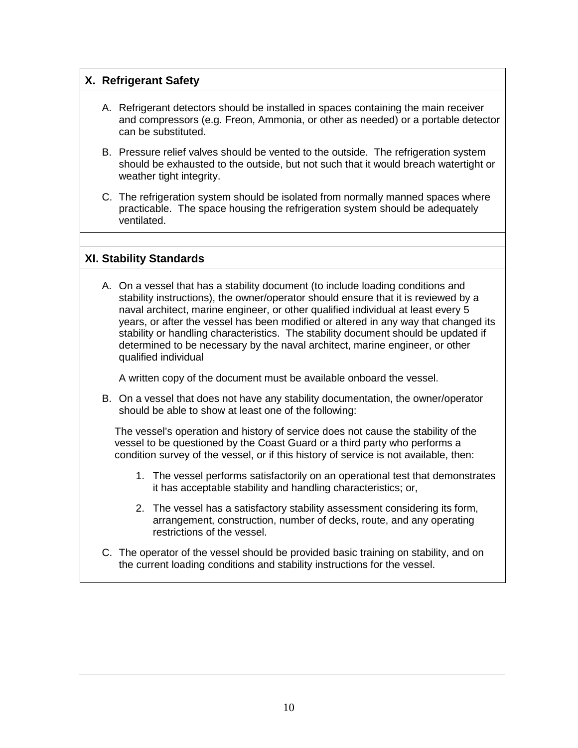## X. Refrigerant Safety

A. Refrigerant detectors should be installed in spaces containing the main receiver and compressors (e.g. Freon, Ammonia, or other as needed) or a portable detector can be substituted.

B. Pressure relief valves should be vented to the outside. The refrigeration system should be exhausted to the outside, but not such that it would breach watertight or weather tight integrity.

C. The refrigeration system should be isolated from normally manned spaces where practicable. The space housing the refrigeration system should be adequately ventilated.

## XI. Stability Standards

A. On a vessel that has a stability document (to include loading conditions and stability instructions), the owner/operator should ensure that it is reviewed by a naval architect, marine engineer, or other qualified individual at least every 5 years, or after the vessel has been modified or altered in any way that changed its stability or handling characteristics. The stability document should be updated if determined to be necessary by the naval architect, marine engineer, or other qualified individual

   A written copy of the document must be available onboard the vessel.

B. On a vessel that does not have any stability documentation, the owner/operator should be able to show at least one of the following:

   The vessel's operation and history of service does not cause the stability of the vessel to be questioned by the Coast Guard or a third party who performs a condition survey of the vessel, or if this history of service is not available, then:

   1. The vessel performs satisfactorily on an operational test that demonstrates it has acceptable stability and handling characteristics; or,
   2. The vessel has a satisfactory stability assessment considering its form, arrangement, construction, number of decks, route, and any operating restrictions of the vessel.

C. The operator of the vessel should be provided basic training on stability, and on the current loading conditions and stability instructions for the vessel.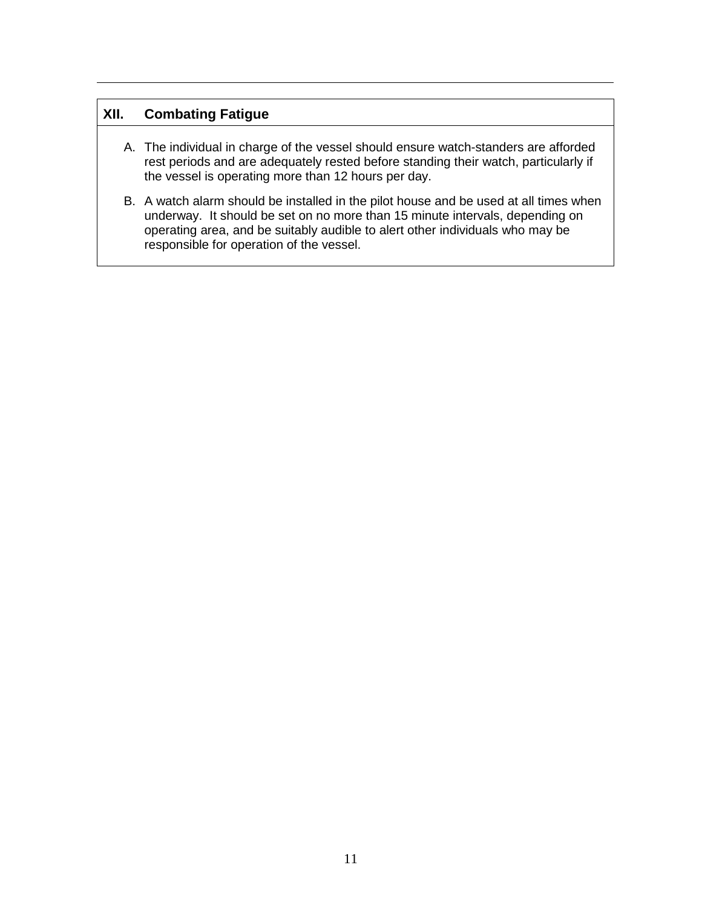## XII. Combating Fatigue

A. The individual in charge of the vessel should ensure watch-standers are afforded rest periods and are adequately rested before standing their watch, particularly if the vessel is operating more than 12 hours per day.

B. A watch alarm should be installed in the pilot house and be used at all times when underway. It should be set on no more than 15 minute intervals, depending on operating area, and be suitably audible to alert other individuals who may be responsible for operation of the vessel.